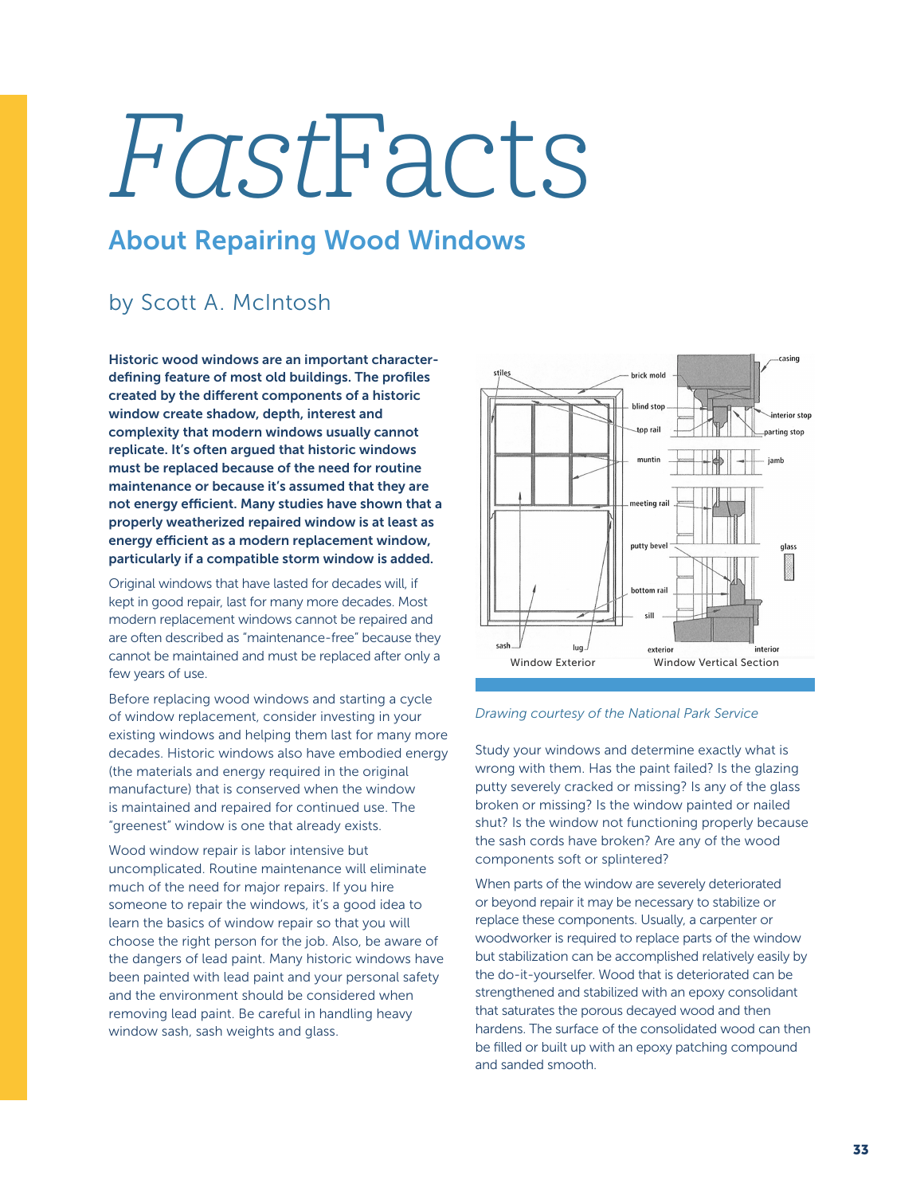# *Fast*Facts

## About Repairing Wood Windows

### by Scott A. McIntosh

**Historic wood windows are an important character-defining feature of most old buildings. The profiles created by the different components of a historic window create shadow, depth, interest and complexity that modern windows usually cannot replicate. It's often argued that historic windows must be replaced because of the need for routine maintenance or because it's assumed that they are not energy efficient. Many studies have shown that a properly weatherized repaired window is at least as energy efficient as a modern replacement window, particularly if a compatible storm window is added.**

Original windows that have lasted for decades will, if kept in good repair, last for many more decades. Most modern replacement windows cannot be repaired and are often described as "maintenance-free" because they cannot be maintained and must be replaced after only a few years of use.

Before replacing wood windows and starting a cycle of window replacement, consider investing in your existing windows and helping them last for many more decades. Historic windows also have embodied energy (the materials and energy required in the original manufacture) that is conserved when the window is maintained and repaired for continued use. The "greenest" window is one that already exists.

Wood window repair is labor intensive but uncomplicated. Routine maintenance will eliminate much of the need for major repairs. If you hire someone to repair the windows, it's a good idea to learn the basics of window repair so that you will choose the right person for the job. Also, be aware of the dangers of lead paint. Many historic windows have been painted with lead paint and your personal safety and the environment should be considered when removing lead paint. Be careful in handling heavy window sash, sash weights and glass.

Window Exterior    Window Vertical Section

*Drawing courtesy of the National Park Service*

Study your windows and determine exactly what is wrong with them. Has the paint failed? Is the glazing putty severely cracked or missing? Is any of the glass broken or missing? Is the window painted or nailed shut? Is the window not functioning properly because the sash cords have broken? Are any of the wood components soft or splintered?

When parts of the window are severely deteriorated or beyond repair it may be necessary to stabilize or replace these components. Usually, a carpenter or woodworker is required to replace parts of the window but stabilization can be accomplished relatively easily by the do-it-yourselfer. Wood that is deteriorated can be strengthened and stabilized with an epoxy consolidant that saturates the porous decayed wood and then hardens. The surface of the consolidated wood can then be filled or built up with an epoxy patching compound and sanded smooth.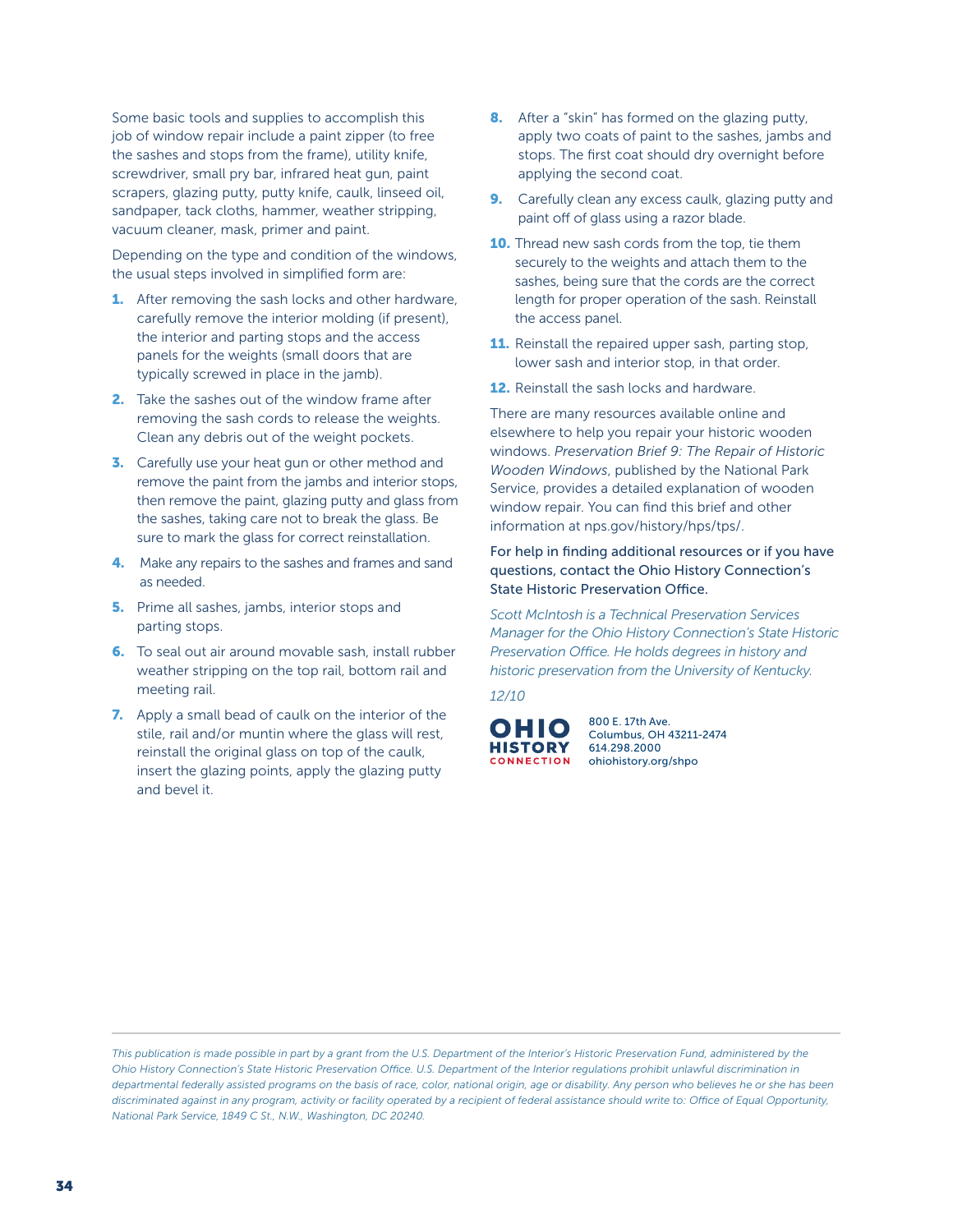Some basic tools and supplies to accomplish this job of window repair include a paint zipper (to free the sashes and stops from the frame), utility knife, screwdriver, small pry bar, infrared heat gun, paint scrapers, glazing putty, putty knife, caulk, linseed oil, sandpaper, tack cloths, hammer, weather stripping, vacuum cleaner, mask, primer and paint.

Depending on the type and condition of the windows, the usual steps involved in simplified form are:

1. After removing the sash locks and other hardware, carefully remove the interior molding (if present), the interior and parting stops and the access panels for the weights (small doors that are typically screwed in place in the jamb).
2. Take the sashes out of the window frame after removing the sash cords to release the weights. Clean any debris out of the weight pockets.
3. Carefully use your heat gun or other method and remove the paint from the jambs and interior stops, then remove the paint, glazing putty and glass from the sashes, taking care not to break the glass. Be sure to mark the glass for correct reinstallation.
4. Make any repairs to the sashes and frames and sand as needed.
5. Prime all sashes, jambs, interior stops and parting stops.
6. To seal out air around movable sash, install rubber weather stripping on the top rail, bottom rail and meeting rail.
7. Apply a small bead of caulk on the interior of the stile, rail and/or muntin where the glass will rest, reinstall the original glass on top of the caulk, insert the glazing points, apply the glazing putty and bevel it.
8. After a "skin" has formed on the glazing putty, apply two coats of paint to the sashes, jambs and stops. The first coat should dry overnight before applying the second coat.
9. Carefully clean any excess caulk, glazing putty and paint off of glass using a razor blade.
10. Thread new sash cords from the top, tie them securely to the weights and attach them to the sashes, being sure that the cords are the correct length for proper operation of the sash. Reinstall the access panel.
11. Reinstall the repaired upper sash, parting stop, lower sash and interior stop, in that order.
12. Reinstall the sash locks and hardware.

There are many resources available online and elsewhere to help you repair your historic wooden windows. *Preservation Brief 9: The Repair of Historic Wooden Windows*, published by the National Park Service, provides a detailed explanation of wooden window repair. You can find this brief and other information at nps.gov/history/hps/tps/.

For help in finding additional resources or if you have questions, contact the Ohio History Connection's State Historic Preservation Office.

*Scott McIntosh is a Technical Preservation Services Manager for the Ohio History Connection's State Historic Preservation Office. He holds degrees in history and historic preservation from the University of Kentucky.*

*12/10*

OHIO HISTORY CONNECTION

800 E. 17th Ave.
Columbus, OH 43211-2474
614.298.2000
ohiohistory.org/shpo

*This publication is made possible in part by a grant from the U.S. Department of the Interior's Historic Preservation Fund, administered by the Ohio History Connection's State Historic Preservation Office. U.S. Department of the Interior regulations prohibit unlawful discrimination in departmental federally assisted programs on the basis of race, color, national origin, age or disability. Any person who believes he or she has been discriminated against in any program, activity or facility operated by a recipient of federal assistance should write to: Office of Equal Opportunity, National Park Service, 1849 C St., N.W., Washington, DC 20240.*